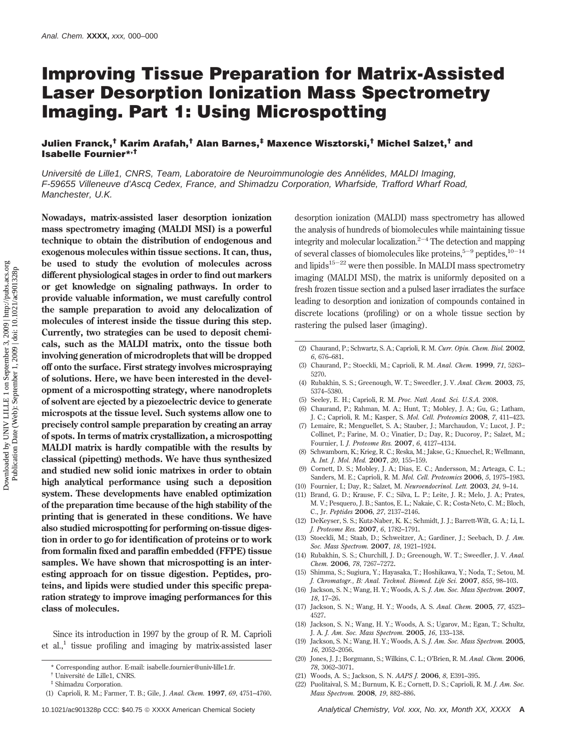# Improving Tissue Preparation for Matrix-Assisted Laser Desorption Ionization Mass Spectrometry Imaging. Part 1: Using Microspotting

**Julien Franck,[†] Karim Arafah,[†] Alan Barnes,[‡] Maxence Wisztorski,[†] Michel Salzet,[†] and Isabelle Fournier*,[†]**

*Université de Lille1, CNRS, Team, Laboratoire de Neuroimmunologie des Annélides, MALDI Imaging, F-59655 Villeneuve d'Ascq Cedex, France, and Shimadzu Corporation, Wharfside, Trafford Wharf Road, Manchester, U.K.*

**Nowadays, matrix-assisted laser desorption ionization mass spectrometry imaging (MALDI MSI) is a powerful technique to obtain the distribution of endogenous and exogenous molecules within tissue sections. It can, thus, be used to study the evolution of molecules across different physiological stages in order to find out markers or get knowledge on signaling pathways. In order to provide valuable information, we must carefully control the sample preparation to avoid any delocalization of molecules of interest inside the tissue during this step. Currently, two strategies can be used to deposit chemicals, such as the MALDI matrix, onto the tissue both involving generation of microdroplets that will be dropped off onto the surface. First strategy involves microspraying of solutions. Here, we have been interested in the development of a microspotting strategy, where nanodroplets of solvent are ejected by a piezoelectric device to generate microspots at the tissue level. Such systems allow one to precisely control sample preparation by creating an array of spots. In terms of matrix crystallization, a microspotting MALDI matrix is hardly compatible with the results by classical (pipetting) methods. We have thus synthesized and studied new solid ionic matrixes in order to obtain high analytical performance using such a deposition system. These developments have enabled optimization of the preparation time because of the high stability of the printing that is generated in these conditions. We have also studied microspotting for performing on-tissue digestion in order to go for identification of proteins or to work from formalin fixed and paraffin embedded (FFPE) tissue samples. We have shown that microspotting is an interesting approach for on tissue digestion. Peptides, proteins, and lipids were studied under this specific preparation strategy to improve imaging performances for this class of molecules.**

Since its introduction in 1997 by the group of R. M. Caprioli et al.,[1] tissue profiling and imaging by matrix-assisted laser desorption ionization (MALDI) mass spectrometry has allowed the analysis of hundreds of biomolecules while maintaining tissue integrity and molecular localization.[2−4] The detection and mapping of several classes of biomolecules like proteins,[5−9] peptides,[10−14] and lipids[15−22] were then possible. In MALDI mass spectrometry imaging (MALDI MSI), the matrix is uniformly deposited on a fresh frozen tissue section and a pulsed laser irradiates the surface leading to desorption and ionization of compounds contained in discrete locations (profiling) or on a whole tissue section by rastering the pulsed laser (imaging).

\* Corresponding author. E-mail: isabelle.fournier@univ-lille1.fr.

† Université de Lille1, CNRS.

‡ Shimadzu Corporation.

(1) Caprioli, R. M.; Farmer, T. B.; Gile, J. *Anal. Chem.* **1997**, *69*, 4751–4760.

(2) Chaurand, P.; Schwartz, S. A.; Caprioli, R. M. *Curr. Opin. Chem. Biol.* **2002**, *6*, 676–681.

(3) Chaurand, P.; Stoeckli, M.; Caprioli, R. M. *Anal. Chem.* **1999**, *71*, 5263–5270.

(4) Rubakhin, S. S.; Greenough, W. T.; Sweedler, J. V. *Anal. Chem.* **2003**, *75*, 5374–5380.

(5) Seeley, E. H.; Caprioli, R. M. *Proc. Natl. Acad. Sci. U.S.A.* 2008.

(6) Chaurand, P.; Rahman, M. A.; Hunt, T.; Mobley, J. A.; Gu, G.; Latham, J. C.; Caprioli, R. M.; Kasper, S. *Mol. Cell. Proteomics* **2008**, *7*, 411–423.

(7) Lemaire, R.; Menguellet, S. A.; Stauber, J.; Marchaudon, V.; Lucot, J. P.; Collinet, P.; Farine, M. O.; Vinatier, D.; Day, R.; Ducoroy, P.; Salzet, M.; Fournier, I. *J. Proteome Res.* **2007**, *6*, 4127–4134.

(8) Schwamborn, K.; Krieg, R. C.; Reska, M.; Jakse, G.; Knuechel, R.; Wellmann, A. *Int. J. Mol. Med.* **2007**, *20*, 155–159.

(9) Cornett, D. S.; Mobley, J. A.; Dias, E. C.; Andersson, M.; Arteaga, C. L.; Sanders, M. E.; Caprioli, R. M. *Mol. Cell. Proteomics* **2006**, *5*, 1975–1983.

(10) Fournier, I.; Day, R.; Salzet, M. *Neuroendocrinol. Lett.* **2003**, *24*, 9–14.

(11) Brand, G. D.; Krause, F. C.; Silva, L. P.; Leite, J. R.; Melo, J. A.; Prates, M. V.; Pesquero, J. B.; Santos, E. L.; Nakaie, C. R.; Costa-Neto, C. M.; Bloch, C., Jr. *Peptides* **2006**, *27*, 2137–2146.

(12) DeKeyser, S. S.; Kutz-Naber, K. K.; Schmidt, J. J.; Barrett-Wilt, G. A.; Li, L. *J. Proteome Res.* **2007**, *6*, 1782–1791.

(13) Stoeckli, M.; Staab, D.; Schweitzer, A.; Gardiner, J.; Seebach, D. *J. Am. Soc. Mass Spectrom.* **2007**, *18*, 1921–1924.

(14) Rubakhin, S. S.; Churchill, J. D.; Greenough, W. T.; Sweedler, J. V. *Anal. Chem.* **2006**, *78*, 7267–7272.

(15) Shimma, S.; Sugiura, Y.; Hayasaka, T.; Hoshikawa, Y.; Noda, T.; Setou, M. *J. Chromatogr., B: Anal. Technol. Biomed. Life Sci.* **2007**, *855*, 98–103.

(16) Jackson, S. N.; Wang, H. Y.; Woods, A. S. *J. Am. Soc. Mass Spectrom.* **2007**, *18*, 17–26.

(17) Jackson, S. N.; Wang, H. Y.; Woods, A. S. *Anal. Chem.* **2005**, *77*, 4523–4527.

(18) Jackson, S. N.; Wang, H. Y.; Woods, A. S.; Ugarov, M.; Egan, T.; Schultz, J. A. *J. Am. Soc. Mass Spectrom.* **2005**, *16*, 133–138.

(19) Jackson, S. N.; Wang, H. Y.; Woods, A. S. *J. Am. Soc. Mass Spectrom.* **2005**, *16*, 2052–2056.

(20) Jones, J. J.; Borgmann, S.; Wilkins, C. L.; O'Brien, R. M. *Anal. Chem.* **2006**, *78*, 3062–3071.

(21) Woods, A. S.; Jackson, S. N. *AAPS J.* **2006**, *8*, E391–395.

(22) Puolitaival, S. M.; Burnum, K. E.; Cornett, D. S.; Caprioli, R. M. *J. Am. Soc. Mass Spectrom.* **2008**, *19*, 882–886.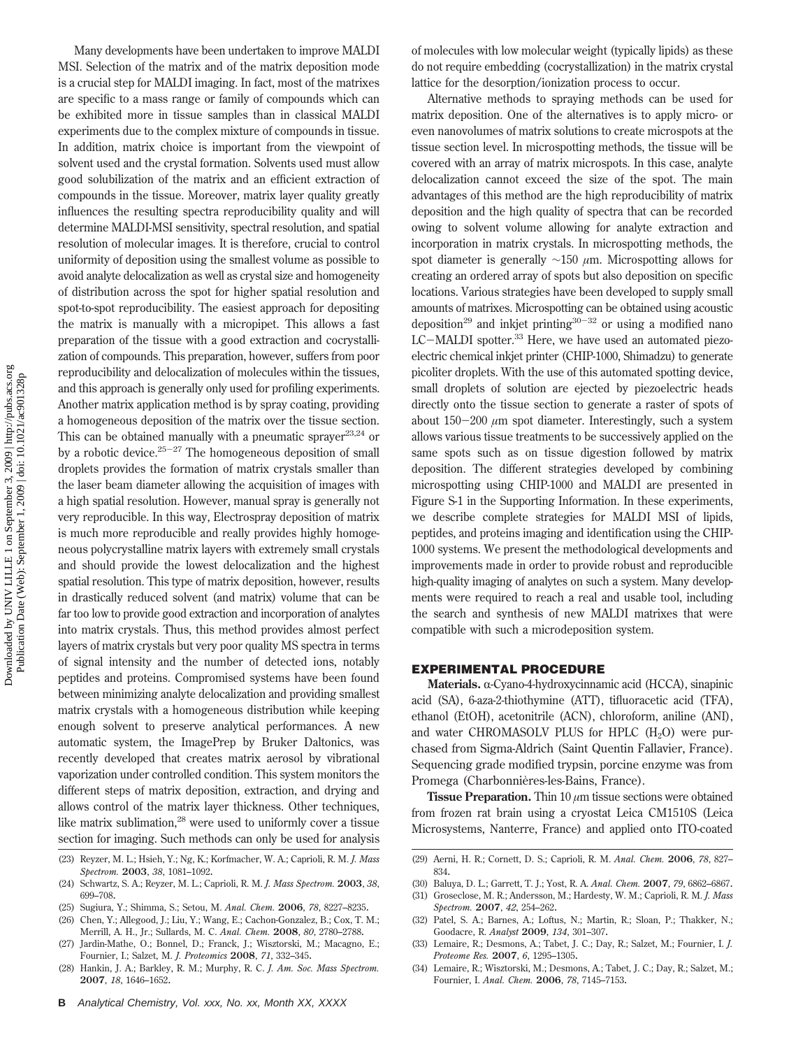Many developments have been undertaken to improve MALDI MSI. Selection of the matrix and of the matrix deposition mode is a crucial step for MALDI imaging. In fact, most of the matrixes are specific to a mass range or family of compounds which can be exhibited more in tissue samples than in classical MALDI experiments due to the complex mixture of compounds in tissue. In addition, matrix choice is important from the viewpoint of solvent used and the crystal formation. Solvents used must allow good solubilization of the matrix and an efficient extraction of compounds in the tissue. Moreover, matrix layer quality greatly influences the resulting spectra reproducibility quality and will determine MALDI-MSI sensitivity, spectral resolution, and spatial resolution of molecular images. It is therefore, crucial to control uniformity of deposition using the smallest volume as possible to avoid analyte delocalization as well as crystal size and homogeneity of distribution across the spot for higher spatial resolution and spot-to-spot reproducibility. The easiest approach for depositing the matrix is manually with a micropipet. This allows a fast preparation of the tissue with a good extraction and cocrystallization of compounds. This preparation, however, suffers from poor reproducibility and delocalization of molecules within the tissues, and this approach is generally only used for profiling experiments. Another matrix application method is by spray coating, providing a homogeneous deposition of the matrix over the tissue section. This can be obtained manually with a pneumatic sprayer[23,24] or by a robotic device.[25−27] The homogeneous deposition of small droplets provides the formation of matrix crystals smaller than the laser beam diameter allowing the acquisition of images with a high spatial resolution. However, manual spray is generally not very reproducible. In this way, Electrospray deposition of matrix is much more reproducible and really provides highly homogeneous polycrystalline matrix layers with extremely small crystals and should provide the lowest delocalization and the highest spatial resolution. This type of matrix deposition, however, results in drastically reduced solvent (and matrix) volume that can be far too low to provide good extraction and incorporation of analytes into matrix crystals. Thus, this method provides almost perfect layers of matrix crystals but very poor quality MS spectra in terms of signal intensity and the number of detected ions, notably peptides and proteins. Compromised systems have been found between minimizing analyte delocalization and providing smallest matrix crystals with a homogeneous distribution while keeping enough solvent to preserve analytical performances. A new automatic system, the ImagePrep by Bruker Daltonics, was recently developed that creates matrix aerosol by vibrational vaporization under controlled condition. This system monitors the different steps of matrix deposition, extraction, and drying and allows control of the matrix layer thickness. Other techniques, like matrix sublimation,[28] were used to uniformly cover a tissue section for imaging. Such methods can only be used for analysis of molecules with low molecular weight (typically lipids) as these do not require embedding (cocrystallization) in the matrix crystal lattice for the desorption/ionization process to occur.

Alternative methods to spraying methods can be used for matrix deposition. One of the alternatives is to apply micro- or even nanovolumes of matrix solutions to create microspots at the tissue section level. In microspotting methods, the tissue will be covered with an array of matrix microspots. In this case, analyte delocalization cannot exceed the size of the spot. The main advantages of this method are the high reproducibility of matrix deposition and the high quality of spectra that can be recorded owing to solvent volume allowing for analyte extraction and incorporation in matrix crystals. In microspotting methods, the spot diameter is generally ∼150 μm. Microspotting allows for creating an ordered array of spots but also deposition on specific locations. Various strategies have been developed to supply small amounts of matrixes. Microspotting can be obtained using acoustic deposition[29] and inkjet printing[30−32] or using a modified nano LC−MALDI spotter.[33] Here, we have used an automated piezoelectric chemical inkjet printer (CHIP-1000, Shimadzu) to generate picoliter droplets. With the use of this automated spotting device, small droplets of solution are ejected by piezoelectric heads directly onto the tissue section to generate a raster of spots of about 150−200 μm spot diameter. Interestingly, such a system allows various tissue treatments to be successively applied on the same spots such as on tissue digestion followed by matrix deposition. The different strategies developed by combining microspotting using CHIP-1000 and MALDI are presented in Figure S-1 in the Supporting Information. In these experiments, we describe complete strategies for MALDI MSI of lipids, peptides, and proteins imaging and identification using the CHIP-1000 systems. We present the methodological developments and improvements made in order to provide robust and reproducible high-quality imaging of analytes on such a system. Many developments were required to reach a real and usable tool, including the search and synthesis of new MALDI matrixes that were compatible with such a microdeposition system.

## EXPERIMENTAL PROCEDURE

**Materials.** α-Cyano-4-hydroxycinnamic acid (HCCA), sinapinic acid (SA), 6-aza-2-thiothymine (ATT), tifluoracetic acid (TFA), ethanol (EtOH), acetonitrile (ACN), chloroform, aniline (ANI), and water CHROMASOLV PLUS for HPLC ($H_2O$) were purchased from Sigma-Aldrich (Saint Quentin Fallavier, France). Sequencing grade modified trypsin, porcine enzyme was from Promega (Charbonnières-les-Bains, France).

**Tissue Preparation.** Thin 10 μm tissue sections were obtained from frozen rat brain using a cryostat Leica CM1510S (Leica Microsystems, Nanterre, France) and applied onto ITO-coated

(23) Reyzer, M. L.; Hsieh, Y.; Ng, K.; Korfmacher, W. A.; Caprioli, R. M. *J. Mass Spectrom.* **2003**, *38*, 1081–1092.

(24) Schwartz, S. A.; Reyzer, M. L.; Caprioli, R. M. *J. Mass Spectrom.* **2003**, *38*, 699–708.

(25) Sugiura, Y.; Shimma, S.; Setou, M. *Anal. Chem.* **2006**, *78*, 8227–8235.

(26) Chen, Y.; Allegood, J.; Liu, Y.; Wang, E.; Cachon-Gonzalez, B.; Cox, T. M.; Merrill, A. H., Jr.; Sullards, M. C. *Anal. Chem.* **2008**, *80*, 2780–2788.

(27) Jardin-Mathe, O.; Bonnel, D.; Franck, J.; Wisztorski, M.; Macagno, E.; Fournier, I.; Salzet, M. *J. Proteomics* **2008**, *71*, 332–345.

(28) Hankin, J. A.; Barkley, R. M.; Murphy, R. C. *J. Am. Soc. Mass Spectrom.* **2007**, *18*, 1646–1652.

(29) Aerni, H. R.; Cornett, D. S.; Caprioli, R. M. *Anal. Chem.* **2006**, *78*, 827–834.

(30) Baluya, D. L.; Garrett, T. J.; Yost, R. A. *Anal. Chem.* **2007**, *79*, 6862–6867.

(31) Groseclose, M. R.; Andersson, M.; Hardesty, W. M.; Caprioli, R. M. *J. Mass Spectrom.* **2007**, *42*, 254–262.

(32) Patel, S. A.; Barnes, A.; Loftus, N.; Martin, R.; Sloan, P.; Thakker, N.; Goodacre, R. *Analyst* **2009**, *134*, 301–307.

(33) Lemaire, R.; Desmons, A.; Tabet, J. C.; Day, R.; Salzet, M.; Fournier, I. *J. Proteome Res.* **2007**, *6*, 1295–1305.

(34) Lemaire, R.; Wisztorski, M.; Desmons, A.; Tabet, J. C.; Day, R.; Salzet, M.; Fournier, I. *Anal. Chem.* **2006**, *78*, 7145–7153.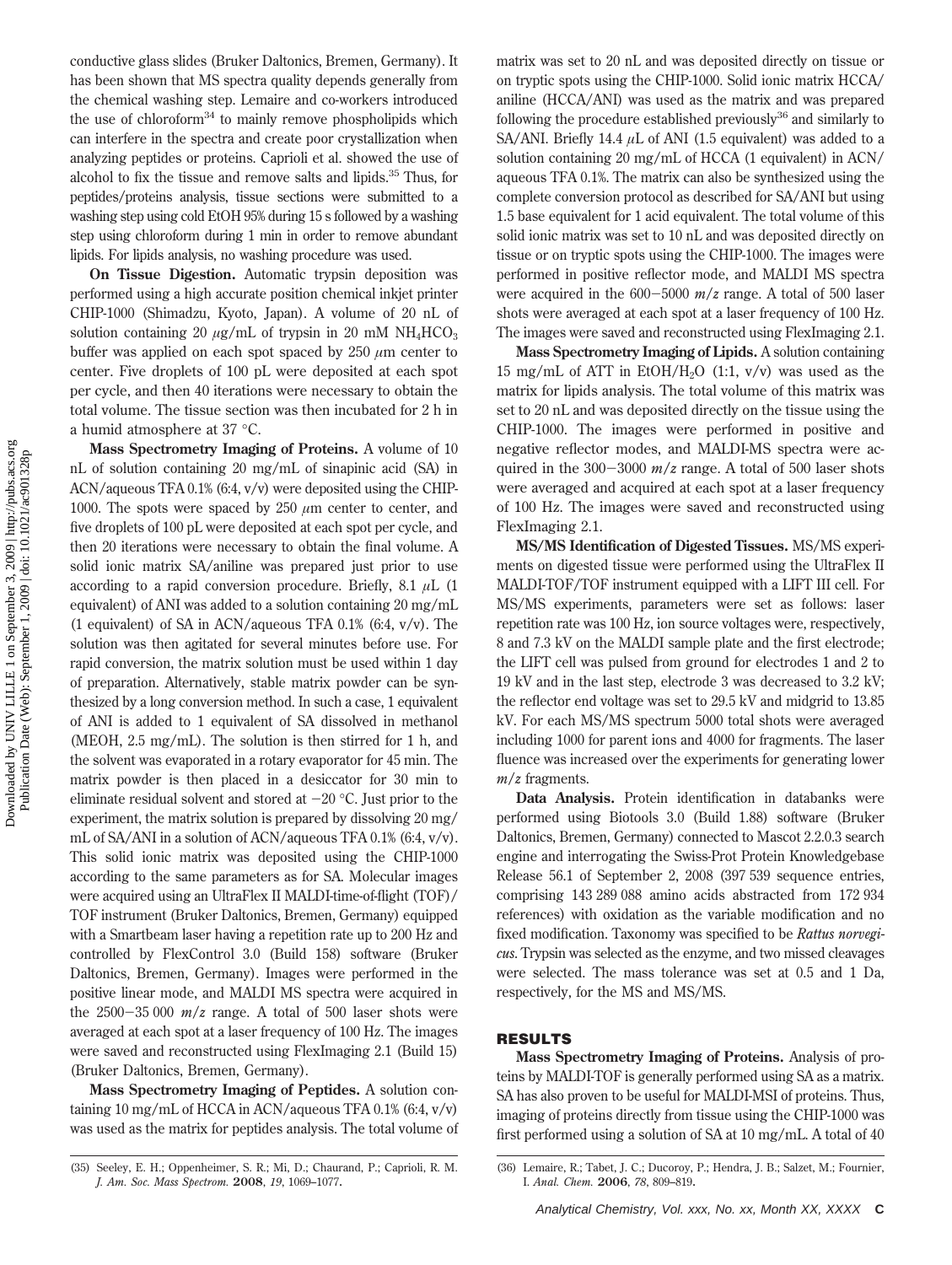conductive glass slides (Bruker Daltonics, Bremen, Germany). It has been shown that MS spectra quality depends generally from the chemical washing step. Lemaire and co-workers introduced the use of chloroform[34] to mainly remove phospholipids which can interfere in the spectra and create poor crystallization when analyzing peptides or proteins. Caprioli et al. showed the use of alcohol to fix the tissue and remove salts and lipids.[35] Thus, for peptides/proteins analysis, tissue sections were submitted to a washing step using cold EtOH 95% during 15 s followed by a washing step using chloroform during 1 min in order to remove abundant lipids. For lipids analysis, no washing procedure was used.

**On Tissue Digestion.** Automatic trypsin deposition was performed using a high accurate position chemical inkjet printer CHIP-1000 (Shimadzu, Kyoto, Japan). A volume of 20 nL of solution containing 20 $\mu$g/mL of trypsin in 20 mM $NH_4HCO_3$ buffer was applied on each spot spaced by 250 $\mu$m center to center. Five droplets of 100 pL were deposited at each spot per cycle, and then 40 iterations were necessary to obtain the total volume. The tissue section was then incubated for 2 h in a humid atmosphere at 37 °C.

**Mass Spectrometry Imaging of Proteins.** A volume of 10 nL of solution containing 20 mg/mL of sinapinic acid (SA) in ACN/aqueous TFA 0.1% (6:4, v/v) were deposited using the CHIP-1000. The spots were spaced by 250 $\mu$m center to center, and five droplets of 100 pL were deposited at each spot per cycle, and then 20 iterations were necessary to obtain the final volume. A solid ionic matrix SA/aniline was prepared just prior to use according to a rapid conversion procedure. Briefly, 8.1 $\mu$L (1 equivalent) of ANI was added to a solution containing 20 mg/mL (1 equivalent) of SA in ACN/aqueous TFA 0.1% (6:4, v/v). The solution was then agitated for several minutes before use. For rapid conversion, the matrix solution must be used within 1 day of preparation. Alternatively, stable matrix powder can be synthesized by a long conversion method. In such a case, 1 equivalent of ANI is added to 1 equivalent of SA dissolved in methanol (MEOH, 2.5 mg/mL). The solution is then stirred for 1 h, and the solvent was evaporated in a rotary evaporator for 45 min. The matrix powder is then placed in a desiccator for 30 min to eliminate residual solvent and stored at −20 °C. Just prior to the experiment, the matrix solution is prepared by dissolving 20 mg/mL of SA/ANI in a solution of ACN/aqueous TFA 0.1% (6:4, v/v). This solid ionic matrix was deposited using the CHIP-1000 according to the same parameters as for SA. Molecular images were acquired using an UltraFlex II MALDI-time-of-flight (TOF)/TOF instrument (Bruker Daltonics, Bremen, Germany) equipped with a Smartbeam laser having a repetition rate up to 200 Hz and controlled by FlexControl 3.0 (Build 158) software (Bruker Daltonics, Bremen, Germany). Images were performed in the positive linear mode, and MALDI MS spectra were acquired in the 2500−35 000 $m/z$ range. A total of 500 laser shots were averaged at each spot at a laser frequency of 100 Hz. The images were saved and reconstructed using FlexImaging 2.1 (Build 15) (Bruker Daltonics, Bremen, Germany).

**Mass Spectrometry Imaging of Peptides.** A solution containing 10 mg/mL of HCCA in ACN/aqueous TFA 0.1% (6:4, v/v) was used as the matrix for peptides analysis. The total volume of matrix was set to 20 nL and was deposited directly on tissue or on tryptic spots using the CHIP-1000. Solid ionic matrix HCCA/aniline (HCCA/ANI) was used as the matrix and was prepared following the procedure established previously[36] and similarly to SA/ANI. Briefly 14.4 $\mu$L of ANI (1.5 equivalent) was added to a solution containing 20 mg/mL of HCCA (1 equivalent) in ACN/aqueous TFA 0.1%. The matrix can also be synthesized using the complete conversion protocol as described for SA/ANI but using 1.5 base equivalent for 1 acid equivalent. The total volume of this solid ionic matrix was set to 10 nL and was deposited directly on tissue or on tryptic spots using the CHIP-1000. The images were performed in positive reflector mode, and MALDI MS spectra were acquired in the 600−5000 $m/z$ range. A total of 500 laser shots were averaged at each spot at a laser frequency of 100 Hz. The images were saved and reconstructed using FlexImaging 2.1.

**Mass Spectrometry Imaging of Lipids.** A solution containing 15 mg/mL of ATT in $EtOH/H_2O$ (1:1, v/v) was used as the matrix for lipids analysis. The total volume of this matrix was set to 20 nL and was deposited directly on the tissue using the CHIP-1000. The images were performed in positive and negative reflector modes, and MALDI-MS spectra were acquired in the 300−3000 $m/z$ range. A total of 500 laser shots were averaged and acquired at each spot at a laser frequency of 100 Hz. The images were saved and reconstructed using FlexImaging 2.1.

**MS/MS Identification of Digested Tissues.** MS/MS experiments on digested tissue were performed using the UltraFlex II MALDI-TOF/TOF instrument equipped with a LIFT III cell. For MS/MS experiments, parameters were set as follows: laser repetition rate was 100 Hz, ion source voltages were, respectively, 8 and 7.3 kV on the MALDI sample plate and the first electrode; the LIFT cell was pulsed from ground for electrodes 1 and 2 to 19 kV and in the last step, electrode 3 was decreased to 3.2 kV; the reflector end voltage was set to 29.5 kV and midgrid to 13.85 kV. For each MS/MS spectrum 5000 total shots were averaged including 1000 for parent ions and 4000 for fragments. The laser fluence was increased over the experiments for generating lower $m/z$ fragments.

**Data Analysis.** Protein identification in databanks were performed using Biotools 3.0 (Build 1.88) software (Bruker Daltonics, Bremen, Germany) connected to Mascot 2.2.0.3 search engine and interrogating the Swiss-Prot Protein Knowledgebase Release 56.1 of September 2, 2008 (397 539 sequence entries, comprising 143 289 088 amino acids abstracted from 172 934 references) with oxidation as the variable modification and no fixed modification. Taxonomy was specified to be *Rattus norvegicus*. Trypsin was selected as the enzyme, and two missed cleavages were selected. The mass tolerance was set at 0.5 and 1 Da, respectively, for the MS and MS/MS.

## RESULTS

**Mass Spectrometry Imaging of Proteins.** Analysis of proteins by MALDI-TOF is generally performed using SA as a matrix. SA has also proven to be useful for MALDI-MSI of proteins. Thus, imaging of proteins directly from tissue using the CHIP-1000 was first performed using a solution of SA at 10 mg/mL. A total of 40

(35) Seeley, E. H.; Oppenheimer, S. R.; Mi, D.; Chaurand, P.; Caprioli, R. M. *J. Am. Soc. Mass Spectrom.* **2008**, *19*, 1069–1077.

(36) Lemaire, R.; Tabet, J. C.; Ducoroy, P.; Hendra, J. B.; Salzet, M.; Fournier, I. *Anal. Chem.* **2006**, *78*, 809–819.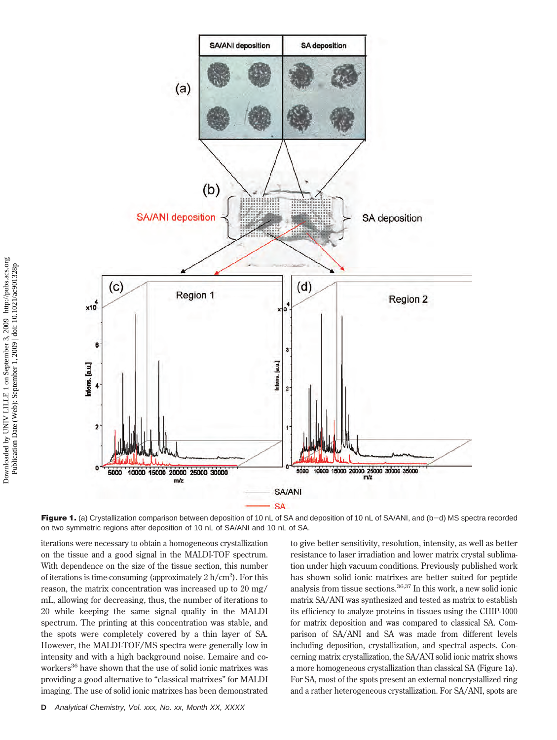**Figure 1.** (a) Crystallization comparison between deposition of 10 nL of SA and deposition of 10 nL of SA/ANI, and (b−d) MS spectra recorded on two symmetric regions after deposition of 10 nL of SA/ANI and 10 nL of SA.

iterations were necessary to obtain a homogeneous crystallization on the tissue and a good signal in the MALDI-TOF spectrum. With dependence on the size of the tissue section, this number of iterations is time-consuming (approximately 2 h/cm$^2$). For this reason, the matrix concentration was increased up to 20 mg/mL, allowing for decreasing, thus, the number of iterations to 20 while keeping the same signal quality in the MALDI spectrum. The printing at this concentration was stable, and the spots were completely covered by a thin layer of SA. However, the MALDI-TOF/MS spectra were generally low in intensity and with a high background noise. Lemaire and coworkers[36] have shown that the use of solid ionic matrixes was providing a good alternative to "classical matrixes" for MALDI imaging. The use of solid ionic matrixes has been demonstrated to give better sensitivity, resolution, intensity, as well as better resistance to laser irradiation and lower matrix crystal sublimation under high vacuum conditions. Previously published work has shown solid ionic matrixes are better suited for peptide analysis from tissue sections.[36,37] In this work, a new solid ionic matrix SA/ANI was synthesized and tested as matrix to establish its efficiency to analyze proteins in tissues using the CHIP-1000 for matrix deposition and was compared to classical SA. Comparison of SA/ANI and SA was made from different levels including deposition, crystallization, and spectral aspects. Concerning matrix crystallization, the SA/ANI solid ionic matrix shows a more homogeneous crystallization than classical SA (Figure 1a). For SA, most of the spots present an external noncrystallized ring and a rather heterogeneous crystallization. For SA/ANI, spots are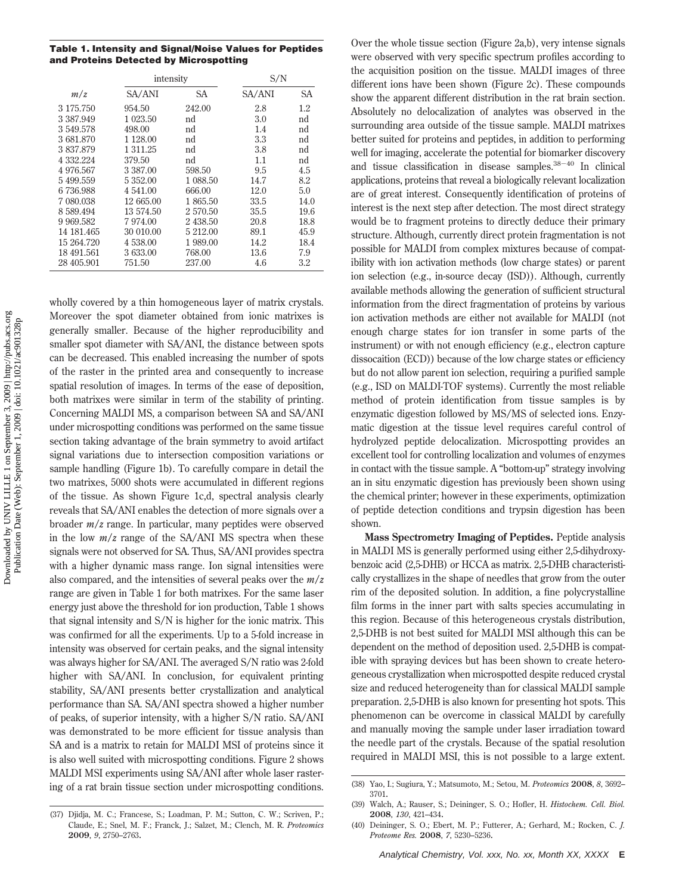**Table 1. Intensity and Signal/Noise Values for Peptides and Proteins Detected by Microspotting**

| | intensity | | S/N | |
|---|---|---|---|---|
| $m/z$ | SA/ANI | SA | SA/ANI | SA |
| 3 175.750 | 954.50 | 242.00 | 2.8 | 1.2 |
| 3 387.949 | 1 023.50 | nd | 3.0 | nd |
| 3 549.578 | 498.00 | nd | 1.4 | nd |
| 3 681.870 | 1 128.00 | nd | 3.3 | nd |
| 3 837.879 | 1 311.25 | nd | 3.8 | nd |
| 4 332.224 | 379.50 | nd | 1.1 | nd |
| 4 976.567 | 3 387.00 | 598.50 | 9.5 | 4.5 |
| 5 499.559 | 5 352.00 | 1 088.50 | 14.7 | 8.2 |
| 6 736.988 | 4 541.00 | 666.00 | 12.0 | 5.0 |
| 7 080.038 | 12 665.00 | 1 865.50 | 33.5 | 14.0 |
| 8 589.494 | 13 574.50 | 2 570.50 | 35.5 | 19.6 |
| 9 969.582 | 7 974.00 | 2 438.50 | 20.8 | 18.8 |
| 14 181.465 | 30 010.00 | 5 212.00 | 89.1 | 45.9 |
| 15 264.720 | 4 538.00 | 1 989.00 | 14.2 | 18.4 |
| 18 491.561 | 3 633.00 | 768.00 | 13.6 | 7.9 |
| 28 405.901 | 751.50 | 237.00 | 4.6 | 3.2 |

wholly covered by a thin homogeneous layer of matrix crystals. Moreover the spot diameter obtained from ionic matrixes is generally smaller. Because of the higher reproducibility and smaller spot diameter with SA/ANI, the distance between spots can be decreased. This enabled increasing the number of spots of the raster in the printed area and consequently to increase spatial resolution of images. In terms of the ease of deposition, both matrixes were similar in term of the stability of printing. Concerning MALDI MS, a comparison between SA and SA/ANI under microspotting conditions was performed on the same tissue section taking advantage of the brain symmetry to avoid artifact signal variations due to intersection composition variations or sample handling (Figure 1b). To carefully compare in detail the two matrixes, 5000 shots were accumulated in different regions of the tissue. As shown Figure 1c,d, spectral analysis clearly reveals that SA/ANI enables the detection of more signals over a broader $m/z$ range. In particular, many peptides were observed in the low $m/z$ range of the SA/ANI MS spectra when these signals were not observed for SA. Thus, SA/ANI provides spectra with a higher dynamic mass range. Ion signal intensities were also compared, and the intensities of several peaks over the $m/z$ range are given in Table 1 for both matrixes. For the same laser energy just above the threshold for ion production, Table 1 shows that signal intensity and S/N is higher for the ionic matrix. This was confirmed for all the experiments. Up to a 5-fold increase in intensity was observed for certain peaks, and the signal intensity was always higher for SA/ANI. The averaged S/N ratio was 2-fold higher with SA/ANI. In conclusion, for equivalent printing stability, SA/ANI presents better crystallization and analytical performance than SA. SA/ANI spectra showed a higher number of peaks, of superior intensity, with a higher S/N ratio. SA/ANI was demonstrated to be more efficient for tissue analysis than SA and is a matrix to retain for MALDI MSI of proteins since it is also well suited with microspotting conditions. Figure 2 shows MALDI MSI experiments using SA/ANI after whole laser rastering of a rat brain tissue section under microspotting conditions.

Over the whole tissue section (Figure 2a,b), very intense signals were observed with very specific spectrum profiles according to the acquisition position on the tissue. MALDI images of three different ions have been shown (Figure 2c). These compounds show the apparent different distribution in the rat brain section. Absolutely no delocalization of analytes was observed in the surrounding area outside of the tissue sample. MALDI matrixes better suited for proteins and peptides, in addition to performing well for imaging, accelerate the potential for biomarker discovery and tissue classification in disease samples.[38−40] In clinical applications, proteins that reveal a biologically relevant localization are of great interest. Consequently identification of proteins of interest is the next step after detection. The most direct strategy would be to fragment proteins to directly deduce their primary structure. Although, currently direct protein fragmentation is not possible for MALDI from complex mixtures because of compatibility with ion activation methods (low charge states) or parent ion selection (e.g., in-source decay (ISD)). Although, currently available methods allowing the generation of sufficient structural information from the direct fragmentation of proteins by various ion activation methods are either not available for MALDI (not enough charge states for ion transfer in some parts of the instrument) or with not enough efficiency (e.g., electron capture dissocaition (ECD)) because of the low charge states or efficiency but do not allow parent ion selection, requiring a purified sample (e.g., ISD on MALDI-TOF systems). Currently the most reliable method of protein identification from tissue samples is by enzymatic digestion followed by MS/MS of selected ions. Enzymatic digestion at the tissue level requires careful control of hydrolyzed peptide delocalization. Microspotting provides an excellent tool for controlling localization and volumes of enzymes in contact with the tissue sample. A "bottom-up" strategy involving an in situ enzymatic digestion has previously been shown using the chemical printer; however in these experiments, optimization of peptide detection conditions and trypsin digestion has been shown.

**Mass Spectrometry Imaging of Peptides.** Peptide analysis in MALDI MS is generally performed using either 2,5-dihydroxybenzoic acid (2,5-DHB) or HCCA as matrix. 2,5-DHB characteristically crystallizes in the shape of needles that grow from the outer rim of the deposited solution. In addition, a fine polycrystalline film forms in the inner part with salts species accumulating in this region. Because of this heterogeneous crystals distribution, 2,5-DHB is not best suited for MALDI MSI although this can be dependent on the method of deposition used. 2,5-DHB is compatible with spraying devices but has been shown to create heterogeneous crystallization when microspotted despite reduced crystal size and reduced heterogeneity than for classical MALDI sample preparation. 2,5-DHB is also known for presenting hot spots. This phenomenon can be overcome in classical MALDI by carefully and manually moving the sample under laser irradiation toward the needle part of the crystals. Because of the spatial resolution required in MALDI MSI, this is not possible to a large extent.

(37) Djidja, M. C.; Francese, S.; Loadman, P. M.; Sutton, C. W.; Scriven, P.; Claude, E.; Snel, M. F.; Franck, J.; Salzet, M.; Clench, M. R. *Proteomics* **2009**, *9*, 2750–2763.

(38) Yao, I.; Sugiura, Y.; Matsumoto, M.; Setou, M. *Proteomics* **2008**, *8*, 3692–3701.

(39) Walch, A.; Rauser, S.; Deininger, S. O.; Hofler, H. *Histochem. Cell. Biol.* **2008**, *130*, 421–434.

(40) Deininger, S. O.; Ebert, M. P.; Futterer, A.; Gerhard, M.; Rocken, C. *J. Proteome Res.* **2008**, *7*, 5230–5236.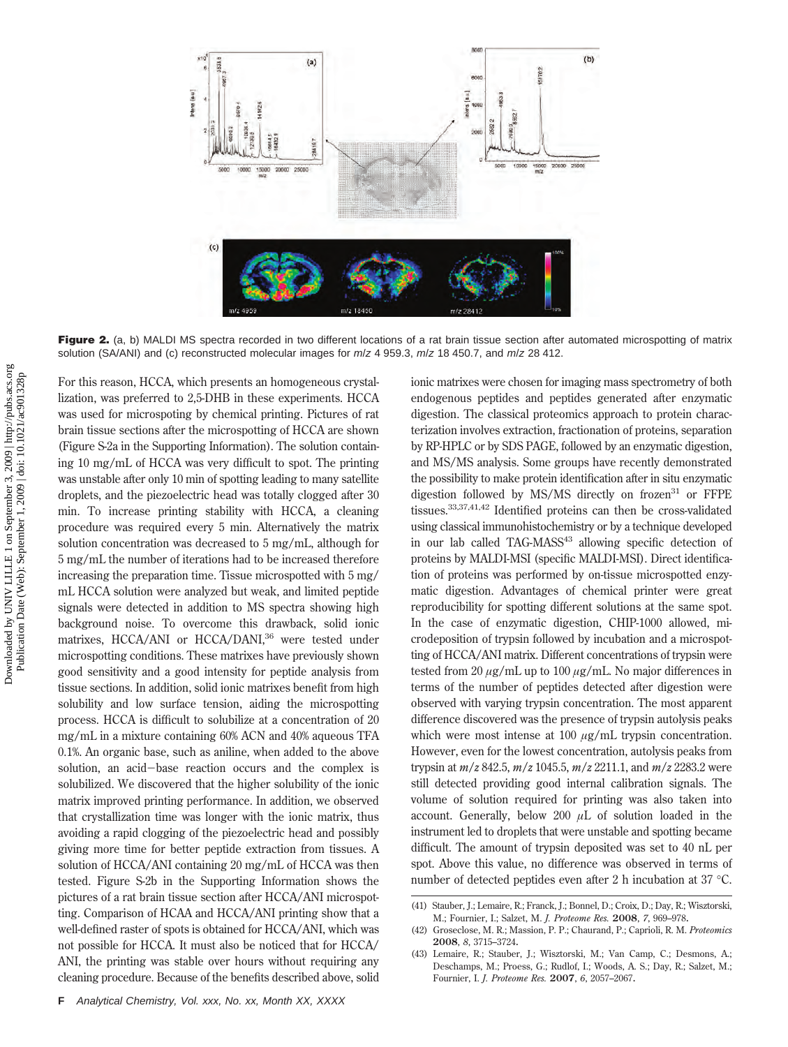**Figure 2.** (a, b) MALDI MS spectra recorded in two different locations of a rat brain tissue section after automated microspotting of matrix solution (SA/ANI) and (c) reconstructed molecular images for *m/z* 4 959.3, *m/z* 18 450.7, and *m/z* 28 412.

For this reason, HCCA, which presents an homogeneous crystallization, was preferred to 2,5-DHB in these experiments. HCCA was used for microspoting by chemical printing. Pictures of rat brain tissue sections after the microspotting of HCCA are shown (Figure S-2a in the Supporting Information). The solution containing 10 mg/mL of HCCA was very difficult to spot. The printing was unstable after only 10 min of spotting leading to many satellite droplets, and the piezoelectric head was totally clogged after 30 min. To increase printing stability with HCCA, a cleaning procedure was required every 5 min. Alternatively the matrix solution concentration was decreased to 5 mg/mL, although for 5 mg/mL the number of iterations had to be increased therefore increasing the preparation time. Tissue microspotted with 5 mg/mL HCCA solution were analyzed but weak, and limited peptide signals were detected in addition to MS spectra showing high background noise. To overcome this drawback, solid ionic matrixes, HCCA/ANI or HCCA/DANI,[36] were tested under microspotting conditions. These matrixes have previously shown good sensitivity and a good intensity for peptide analysis from tissue sections. In addition, solid ionic matrixes benefit from high solubility and low surface tension, aiding the microspotting process. HCCA is difficult to solubilize at a concentration of 20 mg/mL in a mixture containing 60% ACN and 40% aqueous TFA 0.1%. An organic base, such as aniline, when added to the above solution, an acid−base reaction occurs and the complex is solubilized. We discovered that the higher solubility of the ionic matrix improved printing performance. In addition, we observed that crystallization time was longer with the ionic matrix, thus avoiding a rapid clogging of the piezoelectric head and possibly giving more time for better peptide extraction from tissues. A solution of HCCA/ANI containing 20 mg/mL of HCCA was then tested. Figure S-2b in the Supporting Information shows the pictures of a rat brain tissue section after HCCA/ANI microspotting. Comparison of HCAA and HCCA/ANI printing show that a well-defined raster of spots is obtained for HCCA/ANI, which was not possible for HCCA. It must also be noticed that for HCCA/ANI, the printing was stable over hours without requiring any cleaning procedure. Because of the benefits described above, solid ionic matrixes were chosen for imaging mass spectrometry of both endogenous peptides and peptides generated after enzymatic digestion. The classical proteomics approach to protein characterization involves extraction, fractionation of proteins, separation by RP-HPLC or by SDS PAGE, followed by an enzymatic digestion, and MS/MS analysis. Some groups have recently demonstrated the possibility to make protein identification after in situ enzymatic digestion followed by MS/MS directly on frozen[31] or FFPE tissues.[33,37,41,42] Identified proteins can then be cross-validated using classical immunohistochemistry or by a technique developed in our lab called TAG-MASS[43] allowing specific detection of proteins by MALDI-MSI (specific MALDI-MSI). Direct identification of proteins was performed by on-tissue microspotted enzymatic digestion. Advantages of chemical printer were great reproducibility for spotting different solutions at the same spot. In the case of enzymatic digestion, CHIP-1000 allowed, microdeposition of trypsin followed by incubation and a microspotting of HCCA/ANI matrix. Different concentrations of trypsin were tested from 20 $\mu$g/mL up to 100 $\mu$g/mL. No major differences in terms of the number of peptides detected after digestion were observed with varying trypsin concentration. The most apparent difference discovered was the presence of trypsin autolysis peaks which were most intense at 100 $\mu$g/mL trypsin concentration. However, even for the lowest concentration, autolysis peaks from trypsin at *m/z* 842.5, *m/z* 1045.5, *m/z* 2211.1, and *m/z* 2283.2 were still detected providing good internal calibration signals. The volume of solution required for printing was also taken into account. Generally, below 200 $\mu$L of solution loaded in the instrument led to droplets that were unstable and spotting became difficult. The amount of trypsin deposited was set to 40 nL per spot. Above this value, no difference was observed in terms of number of detected peptides even after 2 h incubation at 37 °C.

(41) Stauber, J.; Lemaire, R.; Franck, J.; Bonnel, D.; Croix, D.; Day, R.; Wisztorski, M.; Fournier, I.; Salzet, M. *J. Proteome Res.* **2008**, *7*, 969–978.

(42) Groseclose, M. R.; Massion, P. P.; Chaurand, P.; Caprioli, R. M. *Proteomics* **2008**, *8*, 3715–3724.

(43) Lemaire, R.; Stauber, J.; Wisztorski, M.; Van Camp, C.; Desmons, A.; Deschamps, M.; Proess, G.; Rudlof, I.; Woods, A. S.; Day, R.; Salzet, M.; Fournier, I. *J. Proteome Res.* **2007**, *6*, 2057–2067.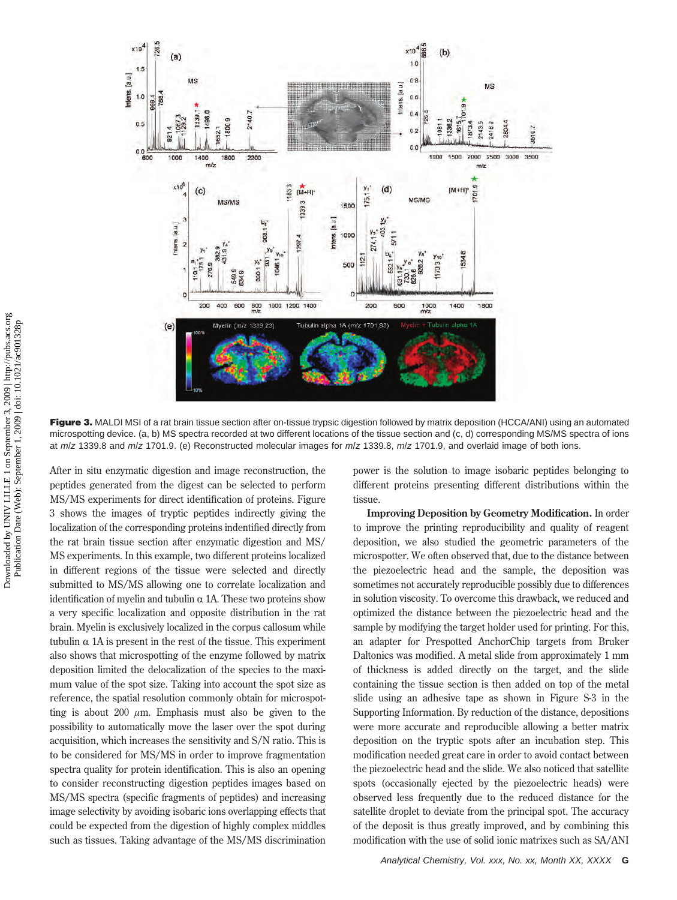**Figure 3.** MALDI MSI of a rat brain tissue section after on-tissue trypsic digestion followed by matrix deposition (HCCA/ANI) using an automated microspotting device. (a, b) MS spectra recorded at two different locations of the tissue section and (c, d) corresponding MS/MS spectra of ions at *m/z* 1339.8 and *m/z* 1701.9. (e) Reconstructed molecular images for *m/z* 1339.8, *m/z* 1701.9, and overlaid image of both ions.

After in situ enzymatic digestion and image reconstruction, the peptides generated from the digest can be selected to perform MS/MS experiments for direct identification of proteins. Figure 3 shows the images of tryptic peptides indirectly giving the localization of the corresponding proteins indentified directly from the rat brain tissue section after enzymatic digestion and MS/MS experiments. In this example, two different proteins localized in different regions of the tissue were selected and directly submitted to MS/MS allowing one to correlate localization and identification of myelin and tubulin α 1A. These two proteins show a very specific localization and opposite distribution in the rat brain. Myelin is exclusively localized in the corpus callosum while tubulin α 1A is present in the rest of the tissue. This experiment also shows that microspotting of the enzyme followed by matrix deposition limited the delocalization of the species to the maximum value of the spot size. Taking into account the spot size as reference, the spatial resolution commonly obtain for microspotting is about 200 $\mu$m. Emphasis must also be given to the possibility to automatically move the laser over the spot during acquisition, which increases the sensitivity and S/N ratio. This is to be considered for MS/MS in order to improve fragmentation spectra quality for protein identification. This is also an opening to consider reconstructing digestion peptides images based on MS/MS spectra (specific fragments of peptides) and increasing image selectivity by avoiding isobaric ions overlapping effects that could be expected from the digestion of highly complex middles such as tissues. Taking advantage of the MS/MS discrimination power is the solution to image isobaric peptides belonging to different proteins presenting different distributions within the tissue.

**Improving Deposition by Geometry Modification.** In order to improve the printing reproducibility and quality of reagent deposition, we also studied the geometric parameters of the microspotter. We often observed that, due to the distance between the piezoelectric head and the sample, the deposition was sometimes not accurately reproducible possibly due to differences in solution viscosity. To overcome this drawback, we reduced and optimized the distance between the piezoelectric head and the sample by modifying the target holder used for printing. For this, an adapter for Prespotted AnchorChip targets from Bruker Daltonics was modified. A metal slide from approximately 1 mm of thickness is added directly on the target, and the slide containing the tissue section is then added on top of the metal slide using an adhesive tape as shown in Figure S-3 in the Supporting Information. By reduction of the distance, depositions were more accurate and reproducible allowing a better matrix deposition on the tryptic spots after an incubation step. This modification needed great care in order to avoid contact between the piezoelectric head and the slide. We also noticed that satellite spots (occasionally ejected by the piezoelectric heads) were observed less frequently due to the reduced distance for the satellite droplet to deviate from the principal spot. The accuracy of the deposit is thus greatly improved, and by combining this modification with the use of solid ionic matrixes such as SA/ANI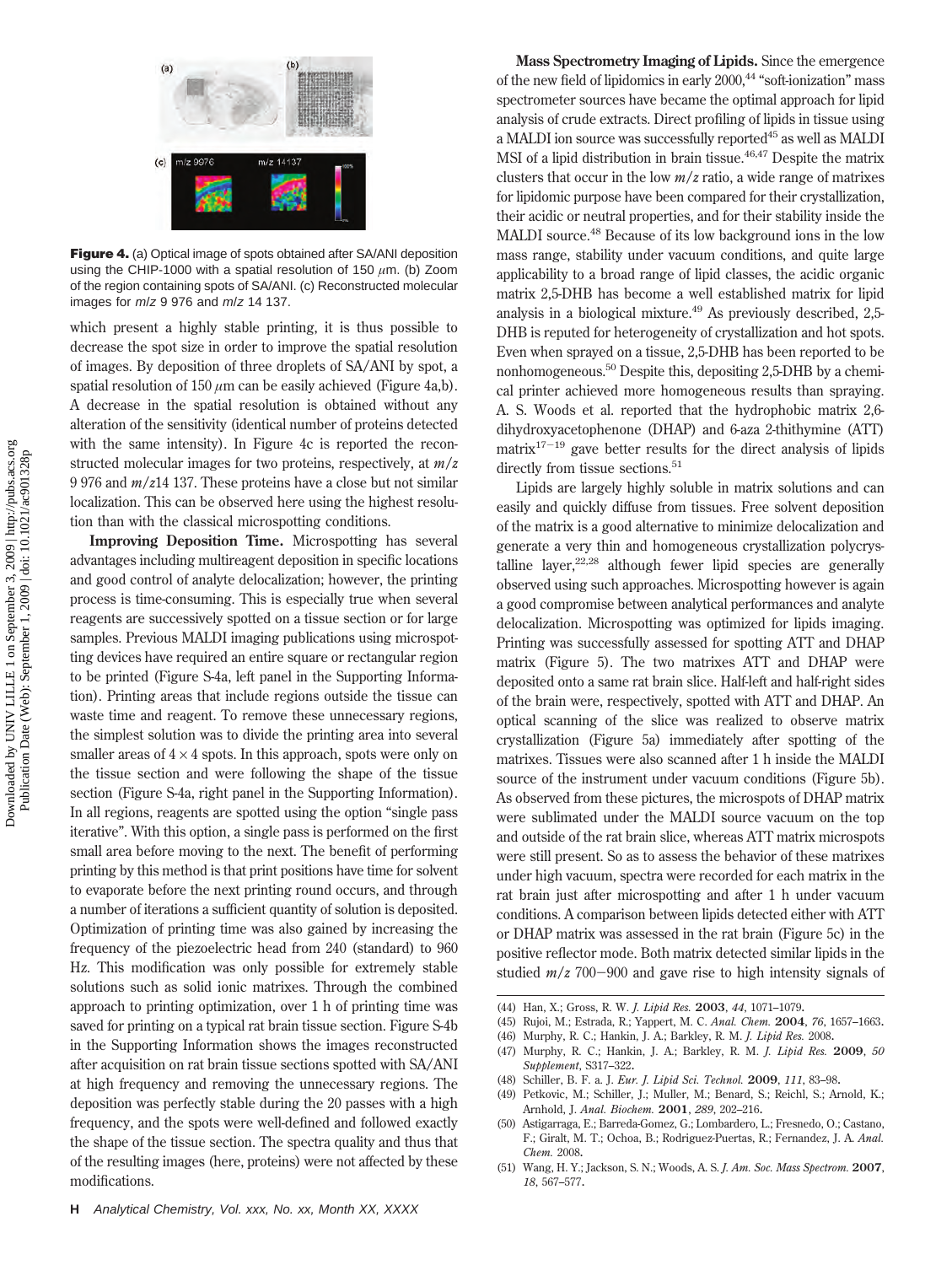**Figure 4.** (a) Optical image of spots obtained after SA/ANI deposition using the CHIP-1000 with a spatial resolution of 150 $\mu$m. (b) Zoom of the region containing spots of SA/ANI. (c) Reconstructed molecular images for $m/z$ 9 976 and $m/z$ 14 137.

which present a highly stable printing, it is thus possible to decrease the spot size in order to improve the spatial resolution of images. By deposition of three droplets of SA/ANI by spot, a spatial resolution of 150 $\mu$m can be easily achieved (Figure 4a,b). A decrease in the spatial resolution is obtained without any alteration of the sensitivity (identical number of proteins detected with the same intensity). In Figure 4c is reported the reconstructed molecular images for two proteins, respectively, at $m/z$ 9 976 and $m/z$14 137. These proteins have a close but not similar localization. This can be observed here using the highest resolution than with the classical microspotting conditions.

**Improving Deposition Time.** Microspotting has several advantages including multireagent deposition in specific locations and good control of analyte delocalization; however, the printing process is time-consuming. This is especially true when several reagents are successively spotted on a tissue section or for large samples. Previous MALDI imaging publications using microspotting devices have required an entire square or rectangular region to be printed (Figure S-4a, left panel in the Supporting Information). Printing areas that include regions outside the tissue can waste time and reagent. To remove these unnecessary regions, the simplest solution was to divide the printing area into several smaller areas of $4 \times 4$ spots. In this approach, spots were only on the tissue section and were following the shape of the tissue section (Figure S-4a, right panel in the Supporting Information). In all regions, reagents are spotted using the option "single pass iterative". With this option, a single pass is performed on the first small area before moving to the next. The benefit of performing printing by this method is that print positions have time for solvent to evaporate before the next printing round occurs, and through a number of iterations a sufficient quantity of solution is deposited. Optimization of printing time was also gained by increasing the frequency of the piezoelectric head from 240 (standard) to 960 Hz. This modification was only possible for extremely stable solutions such as solid ionic matrixes. Through the combined approach to printing optimization, over 1 h of printing time was saved for printing on a typical rat brain tissue section. Figure S-4b in the Supporting Information shows the images reconstructed after acquisition on rat brain tissue sections spotted with SA/ANI at high frequency and removing the unnecessary regions. The deposition was perfectly stable during the 20 passes with a high frequency, and the spots were well-defined and followed exactly the shape of the tissue section. The spectra quality and thus that of the resulting images (here, proteins) were not affected by these modifications.

**Mass Spectrometry Imaging of Lipids.** Since the emergence of the new field of lipidomics in early 2000,[44] "soft-ionization" mass spectrometer sources have became the optimal approach for lipid analysis of crude extracts. Direct profiling of lipids in tissue using a MALDI ion source was successfully reported[45] as well as MALDI MSI of a lipid distribution in brain tissue.[46,47] Despite the matrix clusters that occur in the low $m/z$ ratio, a wide range of matrixes for lipidomic purpose have been compared for their crystallization, their acidic or neutral properties, and for their stability inside the MALDI source.[48] Because of its low background ions in the low mass range, stability under vacuum conditions, and quite large applicability to a broad range of lipid classes, the acidic organic matrix 2,5-DHB has become a well established matrix for lipid analysis in a biological mixture.[49] As previously described, 2,5-DHB is reputed for heterogeneity of crystallization and hot spots. Even when sprayed on a tissue, 2,5-DHB has been reported to be nonhomogeneous.[50] Despite this, depositing 2,5-DHB by a chemical printer achieved more homogeneous results than spraying. A. S. Woods et al. reported that the hydrophobic matrix 2,6-dihydroxyacetophenone (DHAP) and 6-aza 2-thithymine (ATT) matrix[17-19] gave better results for the direct analysis of lipids directly from tissue sections.[51]

Lipids are largely highly soluble in matrix solutions and can easily and quickly diffuse from tissues. Free solvent deposition of the matrix is a good alternative to minimize delocalization and generate a very thin and homogeneous crystallization polycrystalline layer,[22,28] although fewer lipid species are generally observed using such approaches. Microspotting however is again a good compromise between analytical performances and analyte delocalization. Microspotting was optimized for lipids imaging. Printing was successfully assessed for spotting ATT and DHAP matrix (Figure 5). The two matrixes ATT and DHAP were deposited onto a same rat brain slice. Half-left and half-right sides of the brain were, respectively, spotted with ATT and DHAP. An optical scanning of the slice was realized to observe matrix crystallization (Figure 5a) immediately after spotting of the matrixes. Tissues were also scanned after 1 h inside the MALDI source of the instrument under vacuum conditions (Figure 5b). As observed from these pictures, the microspots of DHAP matrix were sublimated under the MALDI source vacuum on the top and outside of the rat brain slice, whereas ATT matrix microspots were still present. So as to assess the behavior of these matrixes under high vacuum, spectra were recorded for each matrix in the rat brain just after microspotting and after 1 h under vacuum conditions. A comparison between lipids detected either with ATT or DHAP matrix was assessed in the rat brain (Figure 5c) in the positive reflector mode. Both matrix detected similar lipids in the studied $m/z$ 700−900 and gave rise to high intensity signals of

(44) Han, X.; Gross, R. W. *J. Lipid Res.* **2003**, *44*, 1071–1079.
(45) Rujoi, M.; Estrada, R.; Yappert, M. C. *Anal. Chem.* **2004**, *76*, 1657–1663.
(46) Murphy, R. C.; Hankin, J. A.; Barkley, R. M. *J. Lipid Res.* 2008.
(47) Murphy, R. C.; Hankin, J. A.; Barkley, R. M. *J. Lipid Res.* **2009**, *50 Supplement*, S317–322.
(48) Schiller, B. F. a. J. *Eur. J. Lipid Sci. Technol.* **2009**, *111*, 83–98.
(49) Petkovic, M.; Schiller, J.; Muller, M.; Benard, S.; Reichl, S.; Arnold, K.; Arnhold, J. *Anal. Biochem.* **2001**, *289*, 202–216.
(50) Astigarraga, E.; Barreda-Gomez, G.; Lombardero, L.; Fresnedo, O.; Castano, F.; Giralt, M. T.; Ochoa, B.; Rodriguez-Puertas, R.; Fernandez, J. A. *Anal. Chem.* 2008.
(51) Wang, H. Y.; Jackson, S. N.; Woods, A. S. *J. Am. Soc. Mass Spectrom.* **2007**, *18*, 567–577.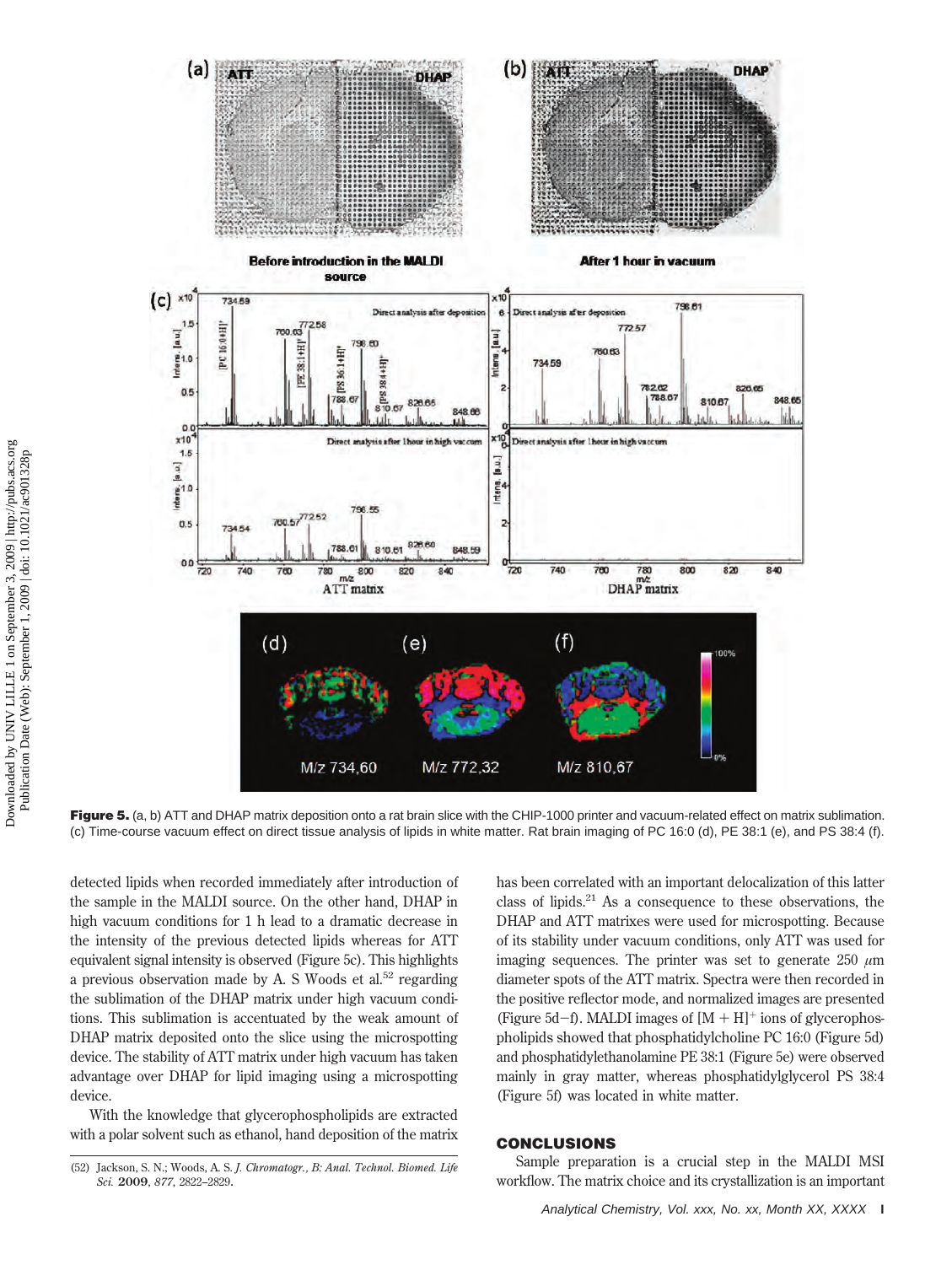**Figure 5.** (a, b) ATT and DHAP matrix deposition onto a rat brain slice with the CHIP-1000 printer and vacuum-related effect on matrix sublimation. (c) Time-course vacuum effect on direct tissue analysis of lipids in white matter. Rat brain imaging of PC 16:0 (d), PE 38:1 (e), and PS 38:4 (f).

detected lipids when recorded immediately after introduction of the sample in the MALDI source. On the other hand, DHAP in high vacuum conditions for 1 h lead to a dramatic decrease in the intensity of the previous detected lipids whereas for ATT equivalent signal intensity is observed (Figure 5c). This highlights a previous observation made by A. S Woods et al.[52] regarding the sublimation of the DHAP matrix under high vacuum conditions. This sublimation is accentuated by the weak amount of DHAP matrix deposited onto the slice using the microspotting device. The stability of ATT matrix under high vacuum has taken advantage over DHAP for lipid imaging using a microspotting device.

With the knowledge that glycerophospholipids are extracted with a polar solvent such as ethanol, hand deposition of the matrix has been correlated with an important delocalization of this latter class of lipids.[21] As a consequence to these observations, the DHAP and ATT matrixes were used for microspotting. Because of its stability under vacuum conditions, only ATT was used for imaging sequences. The printer was set to generate 250 $\mu$m diameter spots of the ATT matrix. Spectra were then recorded in the positive reflector mode, and normalized images are presented (Figure 5d−f). MALDI images of $[M + H]^+$ ions of glycerophospholipids showed that phosphatidylcholine PC 16:0 (Figure 5d) and phosphatidylethanolamine PE 38:1 (Figure 5e) were observed mainly in gray matter, whereas phosphatidylglycerol PS 38:4 (Figure 5f) was located in white matter.

## CONCLUSIONS

Sample preparation is a crucial step in the MALDI MSI workflow. The matrix choice and its crystallization is an important

(52) Jackson, S. N.; Woods, A. S. *J. Chromatogr., B: Anal. Technol. Biomed. Life Sci.* **2009**, *877*, 2822–2829.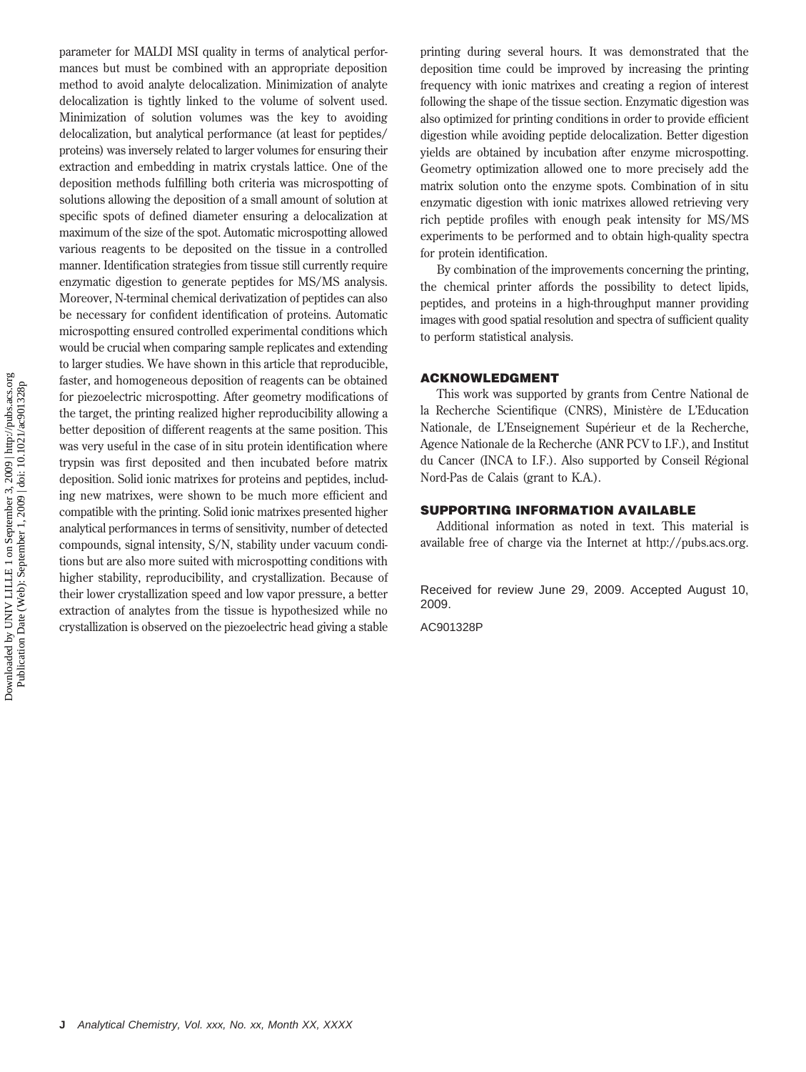parameter for MALDI MSI quality in terms of analytical performances but must be combined with an appropriate deposition method to avoid analyte delocalization. Minimization of analyte delocalization is tightly linked to the volume of solvent used. Minimization of solution volumes was the key to avoiding delocalization, but analytical performance (at least for peptides/proteins) was inversely related to larger volumes for ensuring their extraction and embedding in matrix crystals lattice. One of the deposition methods fulfilling both criteria was microspotting of solutions allowing the deposition of a small amount of solution at specific spots of defined diameter ensuring a delocalization at maximum of the size of the spot. Automatic microspotting allowed various reagents to be deposited on the tissue in a controlled manner. Identification strategies from tissue still currently require enzymatic digestion to generate peptides for MS/MS analysis. Moreover, N-terminal chemical derivatization of peptides can also be necessary for confident identification of proteins. Automatic microspotting ensured controlled experimental conditions which would be crucial when comparing sample replicates and extending to larger studies. We have shown in this article that reproducible, faster, and homogeneous deposition of reagents can be obtained for piezoelectric microspotting. After geometry modifications of the target, the printing realized higher reproducibility allowing a better deposition of different reagents at the same position. This was very useful in the case of in situ protein identification where trypsin was first deposited and then incubated before matrix deposition. Solid ionic matrixes for proteins and peptides, including new matrixes, were shown to be much more efficient and compatible with the printing. Solid ionic matrixes presented higher analytical performances in terms of sensitivity, number of detected compounds, signal intensity, S/N, stability under vacuum conditions but are also more suited with microspotting conditions with higher stability, reproducibility, and crystallization. Because of their lower crystallization speed and low vapor pressure, a better extraction of analytes from the tissue is hypothesized while no crystallization is observed on the piezoelectric head giving a stable printing during several hours. It was demonstrated that the deposition time could be improved by increasing the printing frequency with ionic matrixes and creating a region of interest following the shape of the tissue section. Enzymatic digestion was also optimized for printing conditions in order to provide efficient digestion while avoiding peptide delocalization. Better digestion yields are obtained by incubation after enzyme microspotting. Geometry optimization allowed one to more precisely add the matrix solution onto the enzyme spots. Combination of in situ enzymatic digestion with ionic matrixes allowed retrieving very rich peptide profiles with enough peak intensity for MS/MS experiments to be performed and to obtain high-quality spectra for protein identification.

By combination of the improvements concerning the printing, the chemical printer affords the possibility to detect lipids, peptides, and proteins in a high-throughput manner providing images with good spatial resolution and spectra of sufficient quality to perform statistical analysis.

## ACKNOWLEDGMENT

This work was supported by grants from Centre National de la Recherche Scientifique (CNRS), Ministère de L'Education Nationale, de L'Enseignement Supérieur et de la Recherche, Agence Nationale de la Recherche (ANR PCV to I.F.), and Institut du Cancer (INCA to I.F.). Also supported by Conseil Régional Nord-Pas de Calais (grant to K.A.).

## SUPPORTING INFORMATION AVAILABLE

Additional information as noted in text. This material is available free of charge via the Internet at http://pubs.acs.org.

Received for review June 29, 2009. Accepted August 10, 2009.

AC901328P